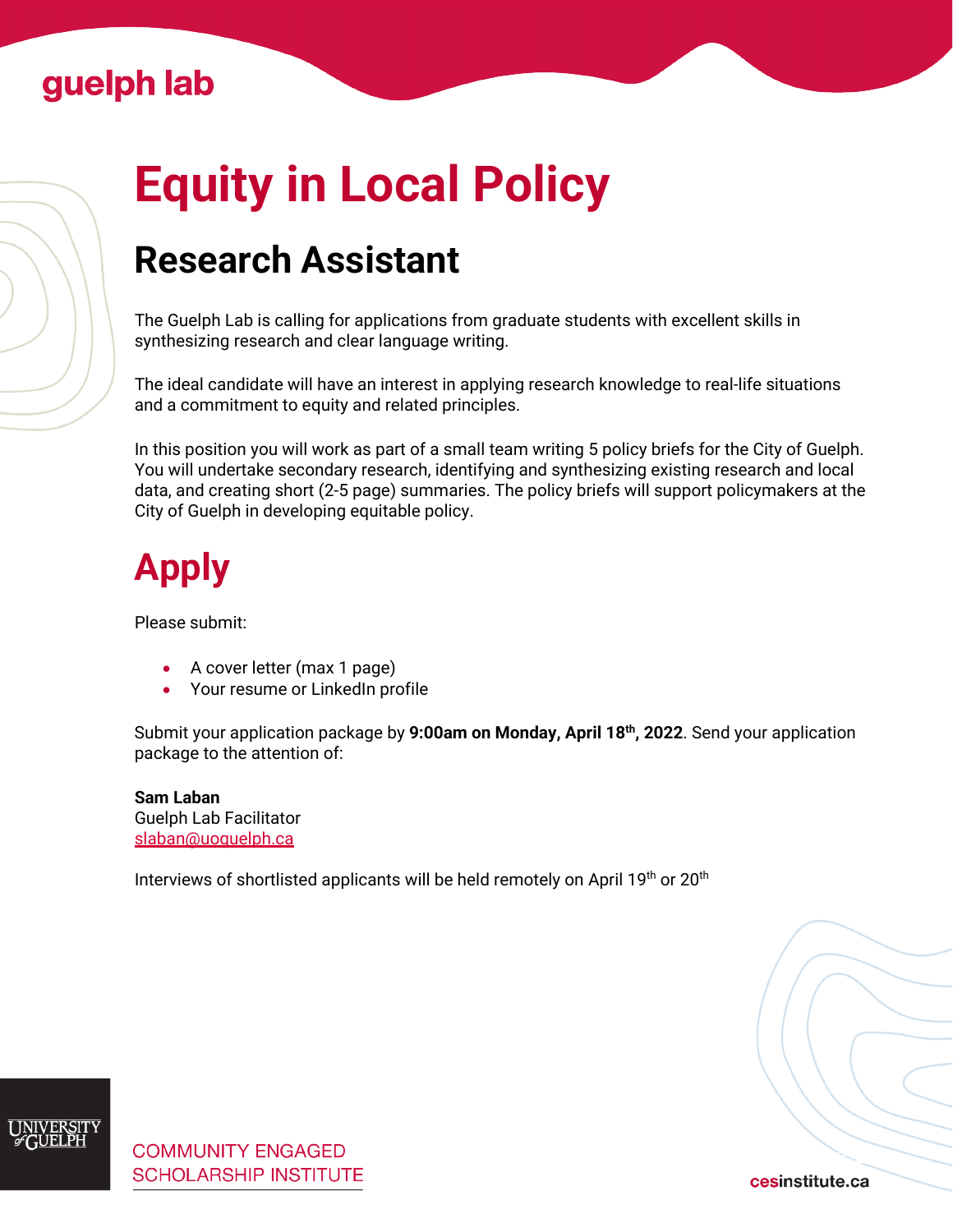guelph lab

# Equity in Local Policy

## Research Assistant

The Guelph Lab is calling for applications from graduate students with excellent skills in synthesizing research and clear language writing.

The ideal candidate will have an interest in applying research knowledge to real-life situations and a commitment to equity and related principles.

In this position you will work as part of a small team writing 5 policy briefs for the City of Guelph. You will undertake secondary research, identifying and synthesizing existing research and local data, and creating short (2-5 page) summaries. The policy briefs will support policymakers at the City of Guelph in developing equitable policy.

# Apply

Please submit:

- A cover letter (max 1 page)
- Your resume or LinkedIn profile

Submit your application package by **9:00am on Monday, April 18th, 2022**. Send your application package to the attention of:

**Sam Laban**
Guelph Lab Facilitator
slaban@uoguelph.ca

Interviews of shortlisted applicants will be held remotely on April 19th or 20th

UNIVERSITY of GUELPH

COMMUNITY ENGAGED SCHOLARSHIP INSTITUTE

cesinstitute.ca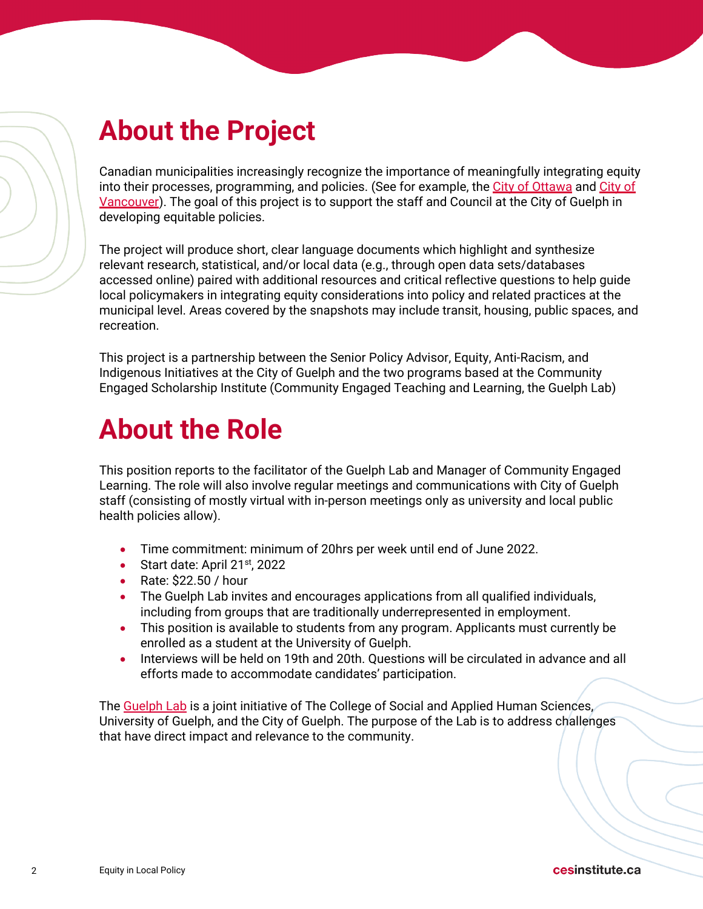# About the Project

Canadian municipalities increasingly recognize the importance of meaningfully integrating equity into their processes, programming, and policies. (See for example, the City of Ottawa and City of Vancouver). The goal of this project is to support the staff and Council at the City of Guelph in developing equitable policies.

The project will produce short, clear language documents which highlight and synthesize relevant research, statistical, and/or local data (e.g., through open data sets/databases accessed online) paired with additional resources and critical reflective questions to help guide local policymakers in integrating equity considerations into policy and related practices at the municipal level. Areas covered by the snapshots may include transit, housing, public spaces, and recreation.

This project is a partnership between the Senior Policy Advisor, Equity, Anti-Racism, and Indigenous Initiatives at the City of Guelph and the two programs based at the Community Engaged Scholarship Institute (Community Engaged Teaching and Learning, the Guelph Lab)

# About the Role

This position reports to the facilitator of the Guelph Lab and Manager of Community Engaged Learning. The role will also involve regular meetings and communications with City of Guelph staff (consisting of mostly virtual with in-person meetings only as university and local public health policies allow).

- Time commitment: minimum of 20hrs per week until end of June 2022.
- Start date: April 21st, 2022
- Rate: $22.50 / hour
- The Guelph Lab invites and encourages applications from all qualified individuals, including from groups that are traditionally underrepresented in employment.
- This position is available to students from any program. Applicants must currently be enrolled as a student at the University of Guelph.
- Interviews will be held on 19th and 20th. Questions will be circulated in advance and all efforts made to accommodate candidates' participation.

The Guelph Lab is a joint initiative of The College of Social and Applied Human Sciences, University of Guelph, and the City of Guelph. The purpose of the Lab is to address challenges that have direct impact and relevance to the community.